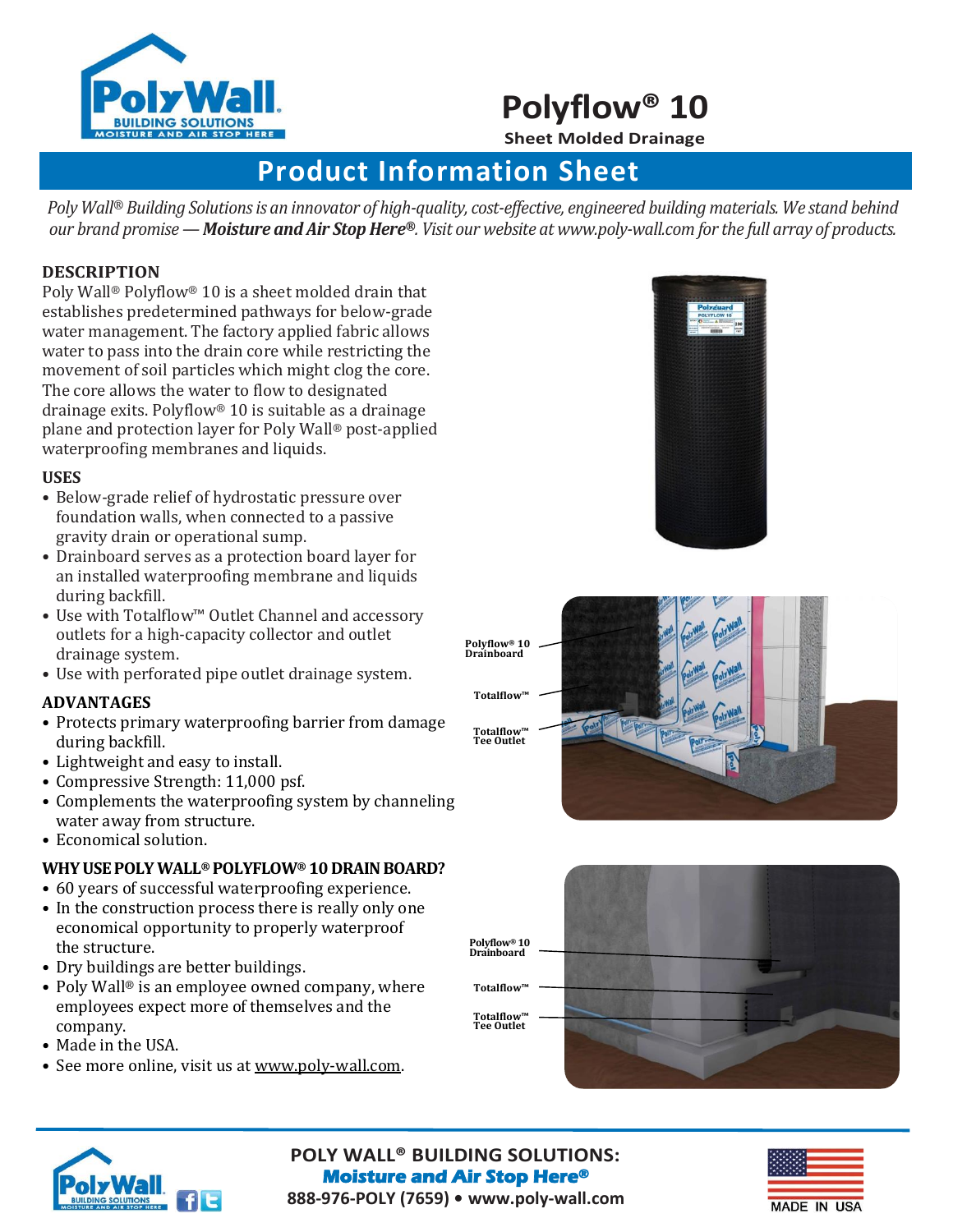# Polyflow® 10

**Sheet Molded Drainage**

## Product Information Sheet

*Poly Wall® Building Solutions is an innovator of high-quality, cost-effective, engineered building materials. We stand behind our brand promise — **Moisture and Air Stop Here®**. Visit our website at www.poly-wall.com for the full array of products.*

### DESCRIPTION

Poly Wall® Polyflow® 10 is a sheet molded drain that establishes predetermined pathways for below-grade water management. The factory applied fabric allows water to pass into the drain core while restricting the movement of soil particles which might clog the core. The core allows the water to flow to designated drainage exits. Polyflow® 10 is suitable as a drainage plane and protection layer for Poly Wall® post-applied waterproofing membranes and liquids.

### USES

- Below-grade relief of hydrostatic pressure over foundation walls, when connected to a passive gravity drain or operational sump.
- Drainboard serves as a protection board layer for an installed waterproofing membrane and liquids during backfill.
- Use with Totalflow™ Outlet Channel and accessory outlets for a high-capacity collector and outlet drainage system.
- Use with perforated pipe outlet drainage system.

### ADVANTAGES

- Protects primary waterproofing barrier from damage during backfill.
- Lightweight and easy to install.
- Compressive Strength: 11,000 psf.
- Complements the waterproofing system by channeling water away from structure.
- Economical solution.

### WHY USE POLY WALL® POLYFLOW® 10 DRAIN BOARD?

- 60 years of successful waterproofing experience.
- In the construction process there is really only one economical opportunity to properly waterproof the structure.
- Dry buildings are better buildings.
- Poly Wall® is an employee owned company, where employees expect more of themselves and the company.
- Made in the USA.
- See more online, visit us at www.poly-wall.com.

Polyflow® 10 Drainboard
Totalflow™
Totalflow™ Tee Outlet

Polyflow® 10 Drainboard
Totalflow™
Totalflow™ Tee Outlet

**POLY WALL® BUILDING SOLUTIONS:**
***Moisture and Air Stop Here®***
**888-976-POLY (7659) • www.poly-wall.com**

MADE IN USA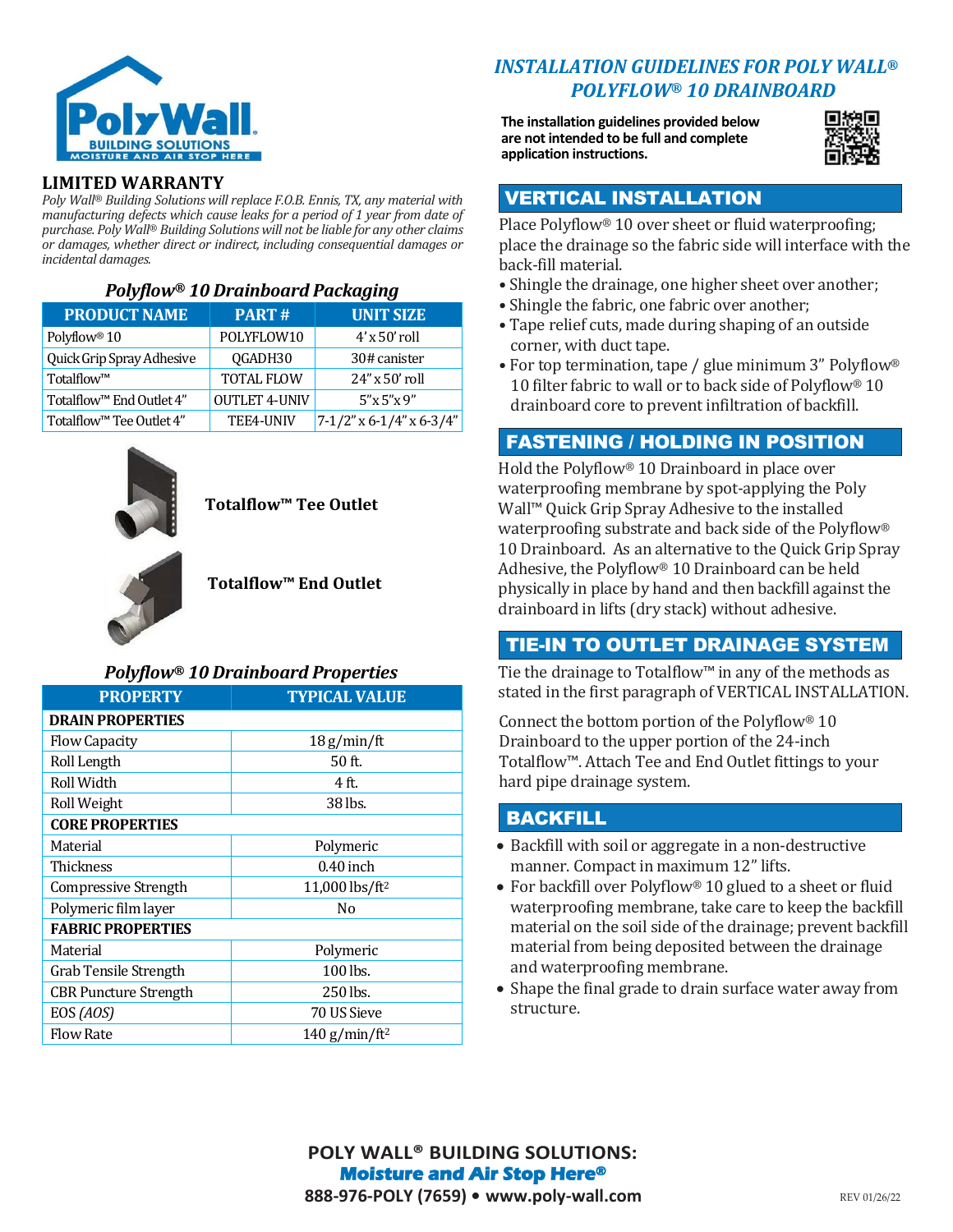# INSTALLATION GUIDELINES FOR POLY WALL® POLYFLOW® 10 DRAINBOARD

**The installation guidelines provided below are not intended to be full and complete application instructions.**

## LIMITED WARRANTY

*Poly Wall® Building Solutions will replace F.O.B. Ennis, TX, any material with manufacturing defects which cause leaks for a period of 1 year from date of purchase. Poly Wall® Building Solutions will not be liable for any other claims or damages, whether direct or indirect, including consequential damages or incidental damages.*

### *Polyflow® 10 Drainboard Packaging*

| PRODUCT NAME | PART # | UNIT SIZE |
|---|---|---|
| Polyflow® 10 | POLYFLOW10 | 4' x 50' roll |
| Quick Grip Spray Adhesive | QGADH30 | 30# canister |
| Totalflow™ | TOTAL FLOW | 24" x 50' roll |
| Totalflow™ End Outlet 4" | OUTLET 4-UNIV | 5"x 5"x 9" |
| Totalflow™ Tee Outlet 4" | TEE4-UNIV | 7-1/2" x 6-1/4" x 6-3/4" |

**Totalflow™ Tee Outlet**

**Totalflow™ End Outlet**

### *Polyflow® 10 Drainboard Properties*

| PROPERTY | TYPICAL VALUE |
|---|---|
| **DRAIN PROPERTIES** | |
| Flow Capacity | 18 g/min/ft |
| Roll Length | 50 ft. |
| Roll Width | 4 ft. |
| Roll Weight | 38 lbs. |
| **CORE PROPERTIES** | |
| Material | Polymeric |
| Thickness | 0.40 inch |
| Compressive Strength | 11,000 lbs/ft² |
| Polymeric film layer | No |
| **FABRIC PROPERTIES** | |
| Material | Polymeric |
| Grab Tensile Strength | 100 lbs. |
| CBR Puncture Strength | 250 lbs. |
| EOS *(AOS)* | 70 US Sieve |
| Flow Rate | 140 g/min/ft² |

## VERTICAL INSTALLATION

Place Polyflow® 10 over sheet or fluid waterproofing; place the drainage so the fabric side will interface with the back-fill material.

- Shingle the drainage, one higher sheet over another;
- Shingle the fabric, one fabric over another;
- Tape relief cuts, made during shaping of an outside corner, with duct tape.
- For top termination, tape / glue minimum 3" Polyflow® 10 filter fabric to wall or to back side of Polyflow® 10 drainboard core to prevent infiltration of backfill.

## FASTENING / HOLDING IN POSITION

Hold the Polyflow® 10 Drainboard in place over waterproofing membrane by spot-applying the Poly Wall™ Quick Grip Spray Adhesive to the installed waterproofing substrate and back side of the Polyflow® 10 Drainboard. As an alternative to the Quick Grip Spray Adhesive, the Polyflow® 10 Drainboard can be held physically in place by hand and then backfill against the drainboard in lifts (dry stack) without adhesive.

## TIE-IN TO OUTLET DRAINAGE SYSTEM

Tie the drainage to Totalflow™ in any of the methods as stated in the first paragraph of VERTICAL INSTALLATION.

Connect the bottom portion of the Polyflow® 10 Drainboard to the upper portion of the 24-inch Totalflow™. Attach Tee and End Outlet fittings to your hard pipe drainage system.

## BACKFILL

- Backfill with soil or aggregate in a non-destructive manner. Compact in maximum 12" lifts.
- For backfill over Polyflow® 10 glued to a sheet or fluid waterproofing membrane, take care to keep the backfill material on the soil side of the drainage; prevent backfill material from being deposited between the drainage and waterproofing membrane.
- Shape the final grade to drain surface water away from structure.

**POLY WALL® BUILDING SOLUTIONS:**
***Moisture and Air Stop Here®***
**888-976-POLY (7659) • www.poly-wall.com**

REV 01/26/22